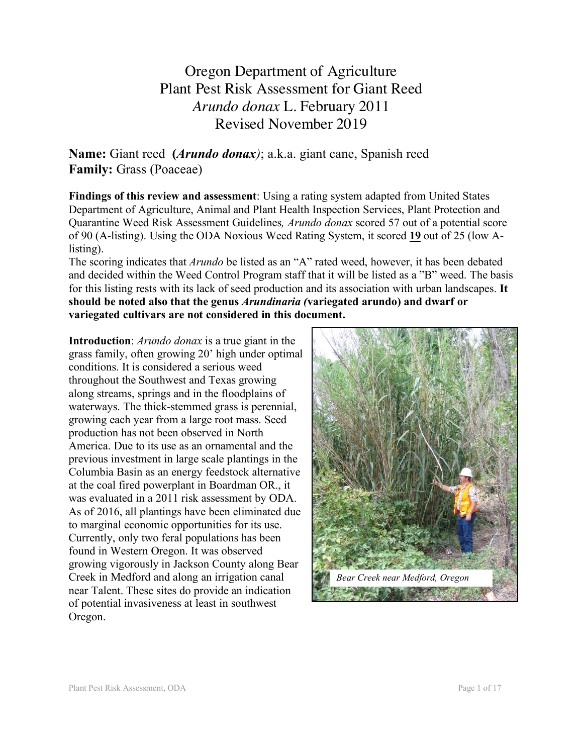# Oregon Department of Agriculture
# Plant Pest Risk Assessment for Giant Reed
# *Arundo donax* L. February 2011
# Revised November 2019

## **Name:** Giant reed (***Arundo donax***); a.k.a. giant cane, Spanish reed
## **Family:** Grass (Poaceae)

**Findings of this review and assessment**: Using a rating system adapted from United States Department of Agriculture, Animal and Plant Health Inspection Services, Plant Protection and Quarantine Weed Risk Assessment Guidelines*, Arundo donax* scored 57 out of a potential score of 90 (A-listing). Using the ODA Noxious Weed Rating System, it scored **19** out of 25 (low A-listing).

The scoring indicates that *Arundo* be listed as an "A" rated weed, however, it has been debated and decided within the Weed Control Program staff that it will be listed as a "B" weed. The basis for this listing rests with its lack of seed production and its association with urban landscapes. **It should be noted also that the genus *Arundinaria (*variegated arundo) and dwarf or variegated cultivars are not considered in this document.**

**Introduction**: *Arundo donax* is a true giant in the grass family, often growing 20' high under optimal conditions. It is considered a serious weed throughout the Southwest and Texas growing along streams, springs and in the floodplains of waterways. The thick-stemmed grass is perennial, growing each year from a large root mass. Seed production has not been observed in North America. Due to its use as an ornamental and the previous investment in large scale plantings in the Columbia Basin as an energy feedstock alternative at the coal fired powerplant in Boardman OR., it was evaluated in a 2011 risk assessment by ODA. As of 2016, all plantings have been eliminated due to marginal economic opportunities for its use. Currently, only two feral populations has been found in Western Oregon. It was observed growing vigorously in Jackson County along Bear Creek in Medford and along an irrigation canal near Talent. These sites do provide an indication of potential invasiveness at least in southwest Oregon.

*Bear Creek near Medford, Oregon*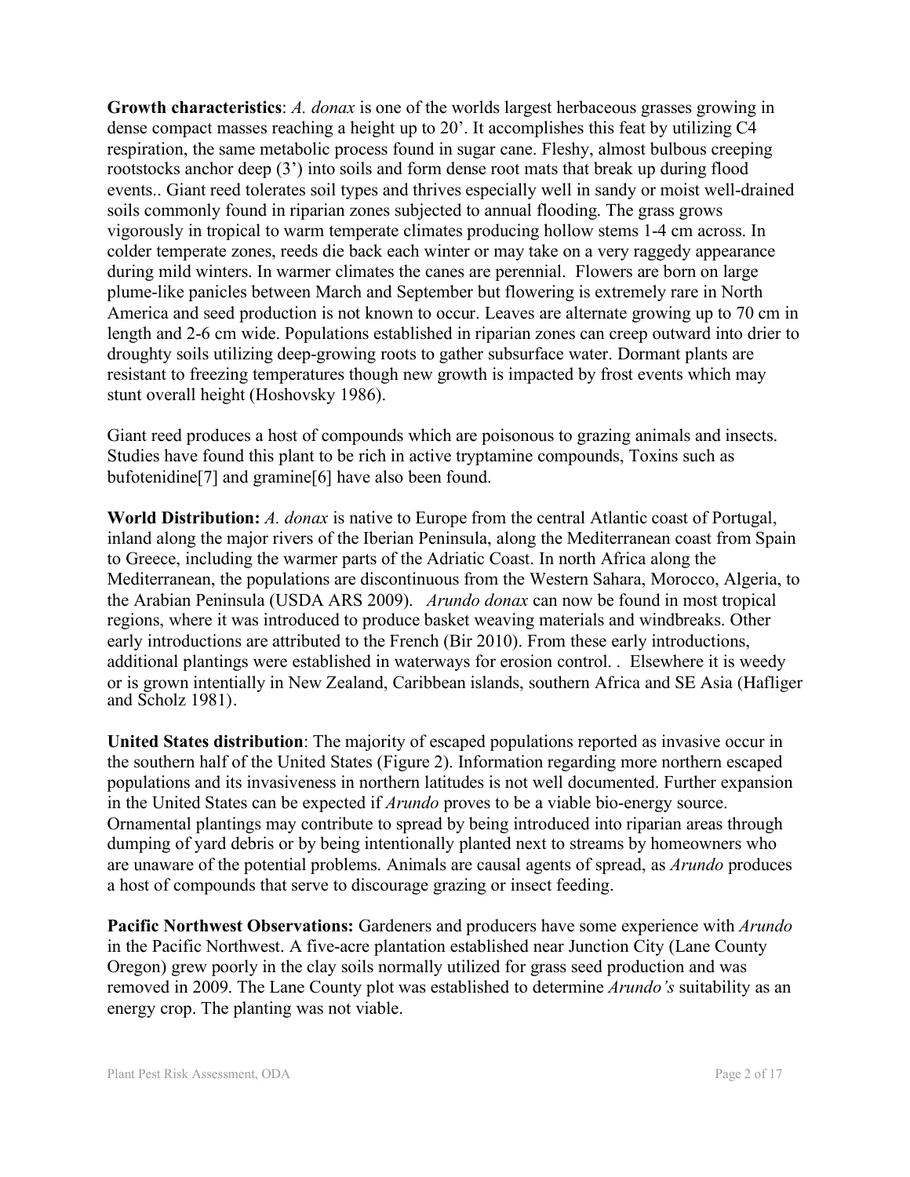**Growth characteristics**: *A. donax* is one of the worlds largest herbaceous grasses growing in dense compact masses reaching a height up to 20'. It accomplishes this feat by utilizing C4 respiration, the same metabolic process found in sugar cane. Fleshy, almost bulbous creeping rootstocks anchor deep (3') into soils and form dense root mats that break up during flood events.. Giant reed tolerates soil types and thrives especially well in sandy or moist well-drained soils commonly found in riparian zones subjected to annual flooding. The grass grows vigorously in tropical to warm temperate climates producing hollow stems 1-4 cm across. In colder temperate zones, reeds die back each winter or may take on a very raggedy appearance during mild winters. In warmer climates the canes are perennial. Flowers are born on large plume-like panicles between March and September but flowering is extremely rare in North America and seed production is not known to occur. Leaves are alternate growing up to 70 cm in length and 2-6 cm wide. Populations established in riparian zones can creep outward into drier to droughty soils utilizing deep-growing roots to gather subsurface water. Dormant plants are resistant to freezing temperatures though new growth is impacted by frost events which may stunt overall height (Hoshovsky 1986).

Giant reed produces a host of compounds which are poisonous to grazing animals and insects. Studies have found this plant to be rich in active tryptamine compounds, Toxins such as bufotenidine[7] and gramine[6] have also been found.

**World Distribution:** *A. donax* is native to Europe from the central Atlantic coast of Portugal, inland along the major rivers of the Iberian Peninsula, along the Mediterranean coast from Spain to Greece, including the warmer parts of the Adriatic Coast. In north Africa along the Mediterranean, the populations are discontinuous from the Western Sahara, Morocco, Algeria, to the Arabian Peninsula (USDA ARS 2009). *Arundo donax* can now be found in most tropical regions, where it was introduced to produce basket weaving materials and windbreaks. Other early introductions are attributed to the French (Bir 2010). From these early introductions, additional plantings were established in waterways for erosion control. . Elsewhere it is weedy or is grown intentially in New Zealand, Caribbean islands, southern Africa and SE Asia (Hafliger and Scholz 1981).

**United States distribution**: The majority of escaped populations reported as invasive occur in the southern half of the United States (Figure 2). Information regarding more northern escaped populations and its invasiveness in northern latitudes is not well documented. Further expansion in the United States can be expected if *Arundo* proves to be a viable bio-energy source. Ornamental plantings may contribute to spread by being introduced into riparian areas through dumping of yard debris or by being intentionally planted next to streams by homeowners who are unaware of the potential problems. Animals are causal agents of spread, as *Arundo* produces a host of compounds that serve to discourage grazing or insect feeding.

**Pacific Northwest Observations:** Gardeners and producers have some experience with *Arundo* in the Pacific Northwest. A five-acre plantation established near Junction City (Lane County Oregon) grew poorly in the clay soils normally utilized for grass seed production and was removed in 2009. The Lane County plot was established to determine *Arundo's* suitability as an energy crop. The planting was not viable.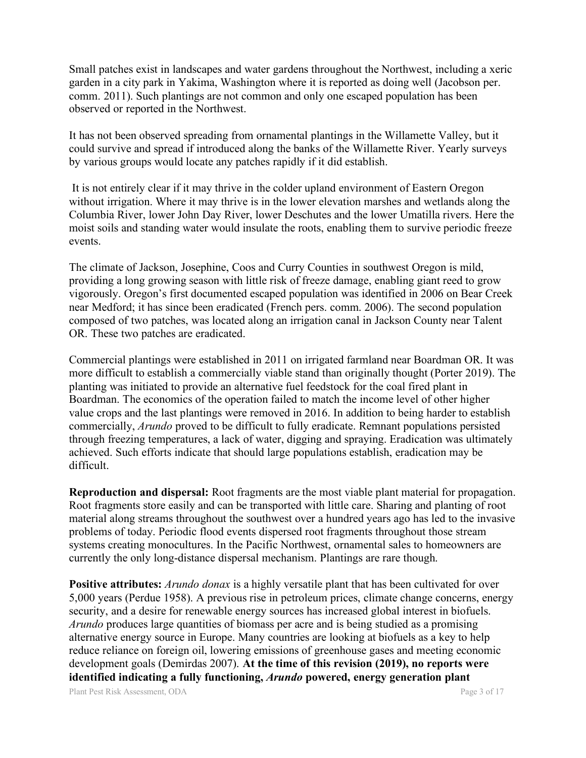Small patches exist in landscapes and water gardens throughout the Northwest, including a xeric garden in a city park in Yakima, Washington where it is reported as doing well (Jacobson per. comm. 2011). Such plantings are not common and only one escaped population has been observed or reported in the Northwest.

It has not been observed spreading from ornamental plantings in the Willamette Valley, but it could survive and spread if introduced along the banks of the Willamette River. Yearly surveys by various groups would locate any patches rapidly if it did establish.

It is not entirely clear if it may thrive in the colder upland environment of Eastern Oregon without irrigation. Where it may thrive is in the lower elevation marshes and wetlands along the Columbia River, lower John Day River, lower Deschutes and the lower Umatilla rivers. Here the moist soils and standing water would insulate the roots, enabling them to survive periodic freeze events.

The climate of Jackson, Josephine, Coos and Curry Counties in southwest Oregon is mild, providing a long growing season with little risk of freeze damage, enabling giant reed to grow vigorously. Oregon's first documented escaped population was identified in 2006 on Bear Creek near Medford; it has since been eradicated (French pers. comm. 2006). The second population composed of two patches, was located along an irrigation canal in Jackson County near Talent OR. These two patches are eradicated.

Commercial plantings were established in 2011 on irrigated farmland near Boardman OR. It was more difficult to establish a commercially viable stand than originally thought (Porter 2019). The planting was initiated to provide an alternative fuel feedstock for the coal fired plant in Boardman. The economics of the operation failed to match the income level of other higher value crops and the last plantings were removed in 2016. In addition to being harder to establish commercially, *Arundo* proved to be difficult to fully eradicate. Remnant populations persisted through freezing temperatures, a lack of water, digging and spraying. Eradication was ultimately achieved. Such efforts indicate that should large populations establish, eradication may be difficult.

**Reproduction and dispersal:** Root fragments are the most viable plant material for propagation. Root fragments store easily and can be transported with little care. Sharing and planting of root material along streams throughout the southwest over a hundred years ago has led to the invasive problems of today. Periodic flood events dispersed root fragments throughout those stream systems creating monocultures. In the Pacific Northwest, ornamental sales to homeowners are currently the only long-distance dispersal mechanism. Plantings are rare though.

**Positive attributes:** *Arundo donax* is a highly versatile plant that has been cultivated for over 5,000 years (Perdue 1958). A previous rise in petroleum prices, climate change concerns, energy security, and a desire for renewable energy sources has increased global interest in biofuels. *Arundo* produces large quantities of biomass per acre and is being studied as a promising alternative energy source in Europe. Many countries are looking at biofuels as a key to help reduce reliance on foreign oil, lowering emissions of greenhouse gases and meeting economic development goals (Demirdas 2007). **At the time of this revision (2019), no reports were identified indicating a fully functioning, *Arundo* powered, energy generation plant**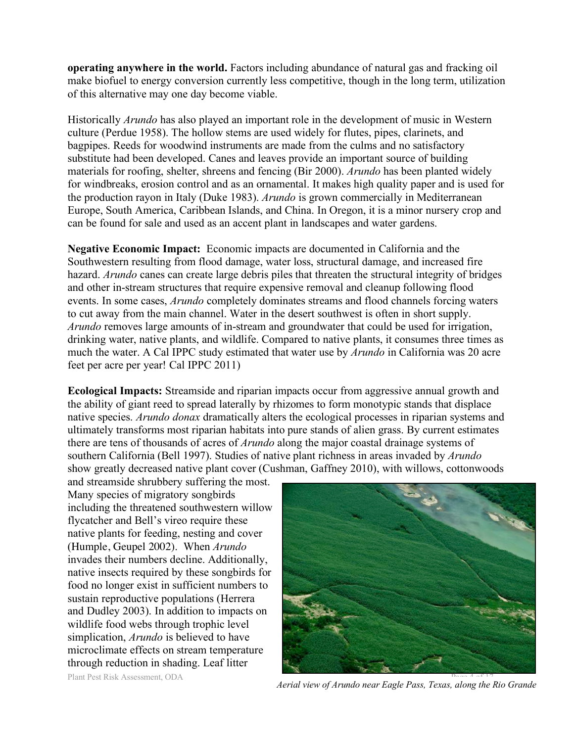**operating anywhere in the world.** Factors including abundance of natural gas and fracking oil make biofuel to energy conversion currently less competitive, though in the long term, utilization of this alternative may one day become viable.

Historically *Arundo* has also played an important role in the development of music in Western culture (Perdue 1958). The hollow stems are used widely for flutes, pipes, clarinets, and bagpipes. Reeds for woodwind instruments are made from the culms and no satisfactory substitute had been developed. Canes and leaves provide an important source of building materials for roofing, shelter, shreens and fencing (Bir 2000). *Arundo* has been planted widely for windbreaks, erosion control and as an ornamental. It makes high quality paper and is used for the production rayon in Italy (Duke 1983). *Arundo* is grown commercially in Mediterranean Europe, South America, Caribbean Islands, and China. In Oregon, it is a minor nursery crop and can be found for sale and used as an accent plant in landscapes and water gardens.

**Negative Economic Impact:** Economic impacts are documented in California and the Southwestern resulting from flood damage, water loss, structural damage, and increased fire hazard. *Arundo* canes can create large debris piles that threaten the structural integrity of bridges and other in-stream structures that require expensive removal and cleanup following flood events. In some cases, *Arundo* completely dominates streams and flood channels forcing waters to cut away from the main channel. Water in the desert southwest is often in short supply. *Arundo* removes large amounts of in-stream and groundwater that could be used for irrigation, drinking water, native plants, and wildlife. Compared to native plants, it consumes three times as much the water. A Cal IPPC study estimated that water use by *Arundo* in California was 20 acre feet per acre per year! Cal IPPC 2011)

**Ecological Impacts:** Streamside and riparian impacts occur from aggressive annual growth and the ability of giant reed to spread laterally by rhizomes to form monotypic stands that displace native species. *Arundo donax* dramatically alters the ecological processes in riparian systems and ultimately transforms most riparian habitats into pure stands of alien grass. By current estimates there are tens of thousands of acres of *Arundo* along the major coastal drainage systems of southern California (Bell 1997). Studies of native plant richness in areas invaded by *Arundo* show greatly decreased native plant cover (Cushman, Gaffney 2010), with willows, cottonwoods and streamside shrubbery suffering the most. Many species of migratory songbirds including the threatened southwestern willow flycatcher and Bell's vireo require these native plants for feeding, nesting and cover (Humple, Geupel 2002). When *Arundo* invades their numbers decline. Additionally, native insects required by these songbirds for food no longer exist in sufficient numbers to sustain reproductive populations (Herrera and Dudley 2003). In addition to impacts on wildlife food webs through trophic level simplication, *Arundo* is believed to have microclimate effects on stream temperature through reduction in shading. Leaf litter

*Aerial view of Arundo near Eagle Pass, Texas, along the Rio Grande*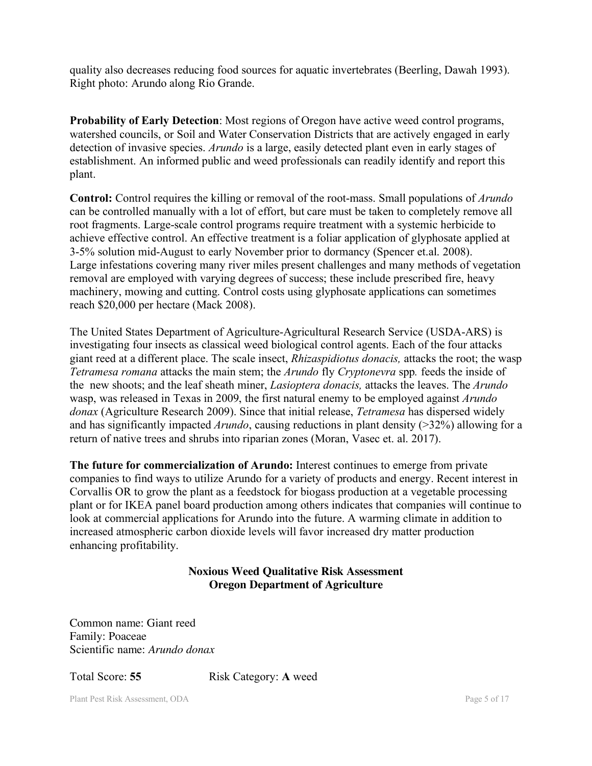quality also decreases reducing food sources for aquatic invertebrates (Beerling, Dawah 1993). Right photo: Arundo along Rio Grande.

**Probability of Early Detection**: Most regions of Oregon have active weed control programs, watershed councils, or Soil and Water Conservation Districts that are actively engaged in early detection of invasive species. *Arundo* is a large, easily detected plant even in early stages of establishment. An informed public and weed professionals can readily identify and report this plant.

**Control:** Control requires the killing or removal of the root-mass. Small populations of *Arundo* can be controlled manually with a lot of effort, but care must be taken to completely remove all root fragments. Large-scale control programs require treatment with a systemic herbicide to achieve effective control. An effective treatment is a foliar application of glyphosate applied at 3-5% solution mid-August to early November prior to dormancy (Spencer et.al. 2008). Large infestations covering many river miles present challenges and many methods of vegetation removal are employed with varying degrees of success; these include prescribed fire, heavy machinery, mowing and cutting. Control costs using glyphosate applications can sometimes reach $20,000 per hectare (Mack 2008).

The United States Department of Agriculture-Agricultural Research Service (USDA-ARS) is investigating four insects as classical weed biological control agents. Each of the four attacks giant reed at a different place. The scale insect, *Rhizaspidiotus donacis,* attacks the root; the wasp *Tetramesa romana* attacks the main stem; the *Arundo* fly *Cryptonevra* spp. feeds the inside of the new shoots; and the leaf sheath miner, *Lasioptera donacis,* attacks the leaves. The *Arundo* wasp, was released in Texas in 2009, the first natural enemy to be employed against *Arundo donax* (Agriculture Research 2009). Since that initial release, *Tetramesa* has dispersed widely and has significantly impacted *Arundo*, causing reductions in plant density (>32%) allowing for a return of native trees and shrubs into riparian zones (Moran, Vasec et. al. 2017).

**The future for commercialization of Arundo:** Interest continues to emerge from private companies to find ways to utilize Arundo for a variety of products and energy. Recent interest in Corvallis OR to grow the plant as a feedstock for biogass production at a vegetable processing plant or for IKEA panel board production among others indicates that companies will continue to look at commercial applications for Arundo into the future. A warming climate in addition to increased atmospheric carbon dioxide levels will favor increased dry matter production enhancing profitability.

## Noxious Weed Qualitative Risk Assessment
## Oregon Department of Agriculture

Common name: Giant reed
Family: Poaceae
Scientific name: *Arundo donax*

Total Score: **55** Risk Category: **A** weed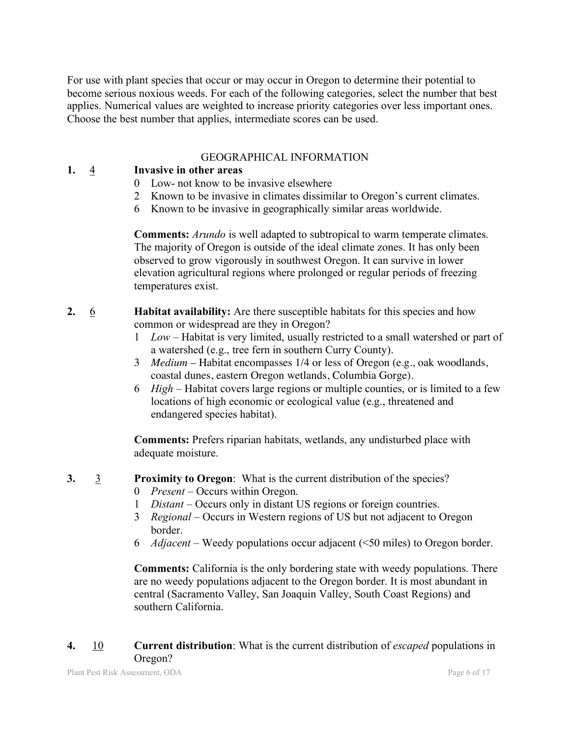For use with plant species that occur or may occur in Oregon to determine their potential to become serious noxious weeds. For each of the following categories, select the number that best applies. Numerical values are weighted to increase priority categories over less important ones. Choose the best number that applies, intermediate scores can be used.

## GEOGRAPHICAL INFORMATION

**1.** 4 **Invasive in other areas**

- 0 Low- not know to be invasive elsewhere
- 2 Known to be invasive in climates dissimilar to Oregon's current climates.
- 6 Known to be invasive in geographically similar areas worldwide.

**Comments:** *Arundo* is well adapted to subtropical to warm temperate climates. The majority of Oregon is outside of the ideal climate zones. It has only been observed to grow vigorously in southwest Oregon. It can survive in lower elevation agricultural regions where prolonged or regular periods of freezing temperatures exist.

**2.** 6 **Habitat availability:** Are there susceptible habitats for this species and how common or widespread are they in Oregon?

- 1 *Low* – Habitat is very limited, usually restricted to a small watershed or part of a watershed (e.g., tree fern in southern Curry County).
- 3 *Medium* – Habitat encompasses 1/4 or less of Oregon (e.g., oak woodlands, coastal dunes, eastern Oregon wetlands, Columbia Gorge).
- 6 *High* – Habitat covers large regions or multiple counties, or is limited to a few locations of high economic or ecological value (e.g., threatened and endangered species habitat).

**Comments:** Prefers riparian habitats, wetlands, any undisturbed place with adequate moisture.

**3.** 3 **Proximity to Oregon**: What is the current distribution of the species?

- 0 *Present* – Occurs within Oregon.
- 1 *Distant* – Occurs only in distant US regions or foreign countries.
- 3 *Regional* – Occurs in Western regions of US but not adjacent to Oregon border.
- 6 *Adjacent* – Weedy populations occur adjacent (<50 miles) to Oregon border.

**Comments:** California is the only bordering state with weedy populations. There are no weedy populations adjacent to the Oregon border. It is most abundant in central (Sacramento Valley, San Joaquin Valley, South Coast Regions) and southern California.

**4.** 10 **Current distribution**: What is the current distribution of *escaped* populations in Oregon?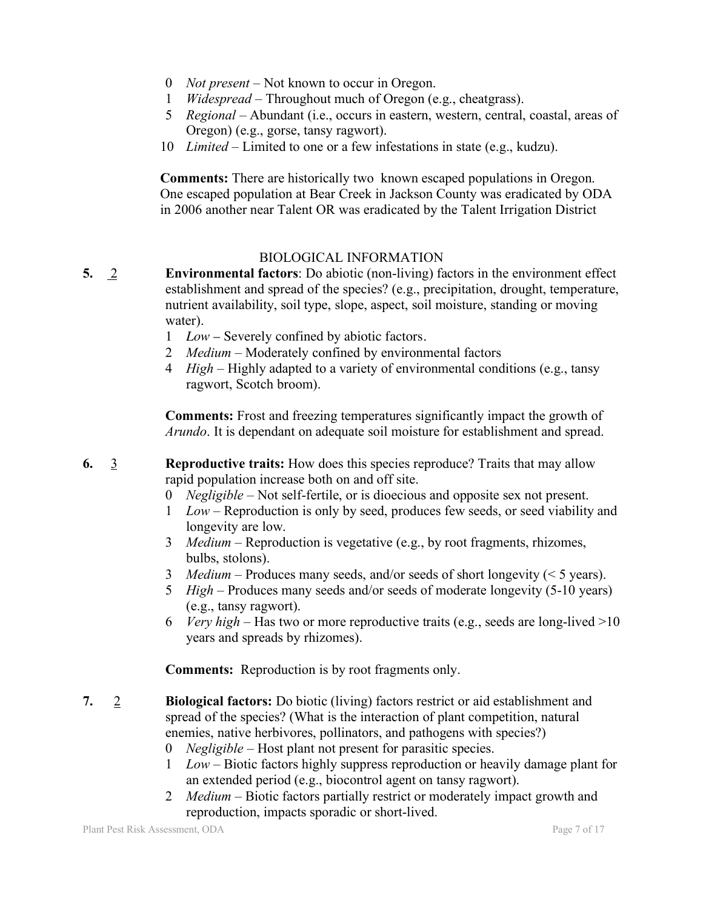0 *Not present* – Not known to occur in Oregon.
1 *Widespread* – Throughout much of Oregon (e.g., cheatgrass).
5 *Regional* – Abundant (i.e., occurs in eastern, western, central, coastal, areas of Oregon) (e.g., gorse, tansy ragwort).
10 *Limited* – Limited to one or a few infestations in state (e.g., kudzu).

**Comments:** There are historically two known escaped populations in Oregon. One escaped population at Bear Creek in Jackson County was eradicated by ODA in 2006 another near Talent OR was eradicated by the Talent Irrigation District

## BIOLOGICAL INFORMATION

**5.** 2 **Environmental factors**: Do abiotic (non-living) factors in the environment effect establishment and spread of the species? (e.g., precipitation, drought, temperature, nutrient availability, soil type, slope, aspect, soil moisture, standing or moving water).

1 *Low* – Severely confined by abiotic factors.
2 *Medium* – Moderately confined by environmental factors
4 *High* – Highly adapted to a variety of environmental conditions (e.g., tansy ragwort, Scotch broom).

**Comments:** Frost and freezing temperatures significantly impact the growth of *Arundo*. It is dependant on adequate soil moisture for establishment and spread.

**6.** 3 **Reproductive traits:** How does this species reproduce? Traits that may allow rapid population increase both on and off site.

0 *Negligible* – Not self-fertile, or is dioecious and opposite sex not present.
1 *Low* – Reproduction is only by seed, produces few seeds, or seed viability and longevity are low.
3 *Medium* – Reproduction is vegetative (e.g., by root fragments, rhizomes, bulbs, stolons).
3 *Medium* – Produces many seeds, and/or seeds of short longevity (< 5 years).
5 *High* – Produces many seeds and/or seeds of moderate longevity (5-10 years) (e.g., tansy ragwort).
6 *Very high* – Has two or more reproductive traits (e.g., seeds are long-lived >10 years and spreads by rhizomes).

**Comments:** Reproduction is by root fragments only.

**7.** 2 **Biological factors:** Do biotic (living) factors restrict or aid establishment and spread of the species? (What is the interaction of plant competition, natural enemies, native herbivores, pollinators, and pathogens with species?)

0 *Negligible* – Host plant not present for parasitic species.
1 *Low* – Biotic factors highly suppress reproduction or heavily damage plant for an extended period (e.g., biocontrol agent on tansy ragwort).
2 *Medium* – Biotic factors partially restrict or moderately impact growth and reproduction, impacts sporadic or short-lived.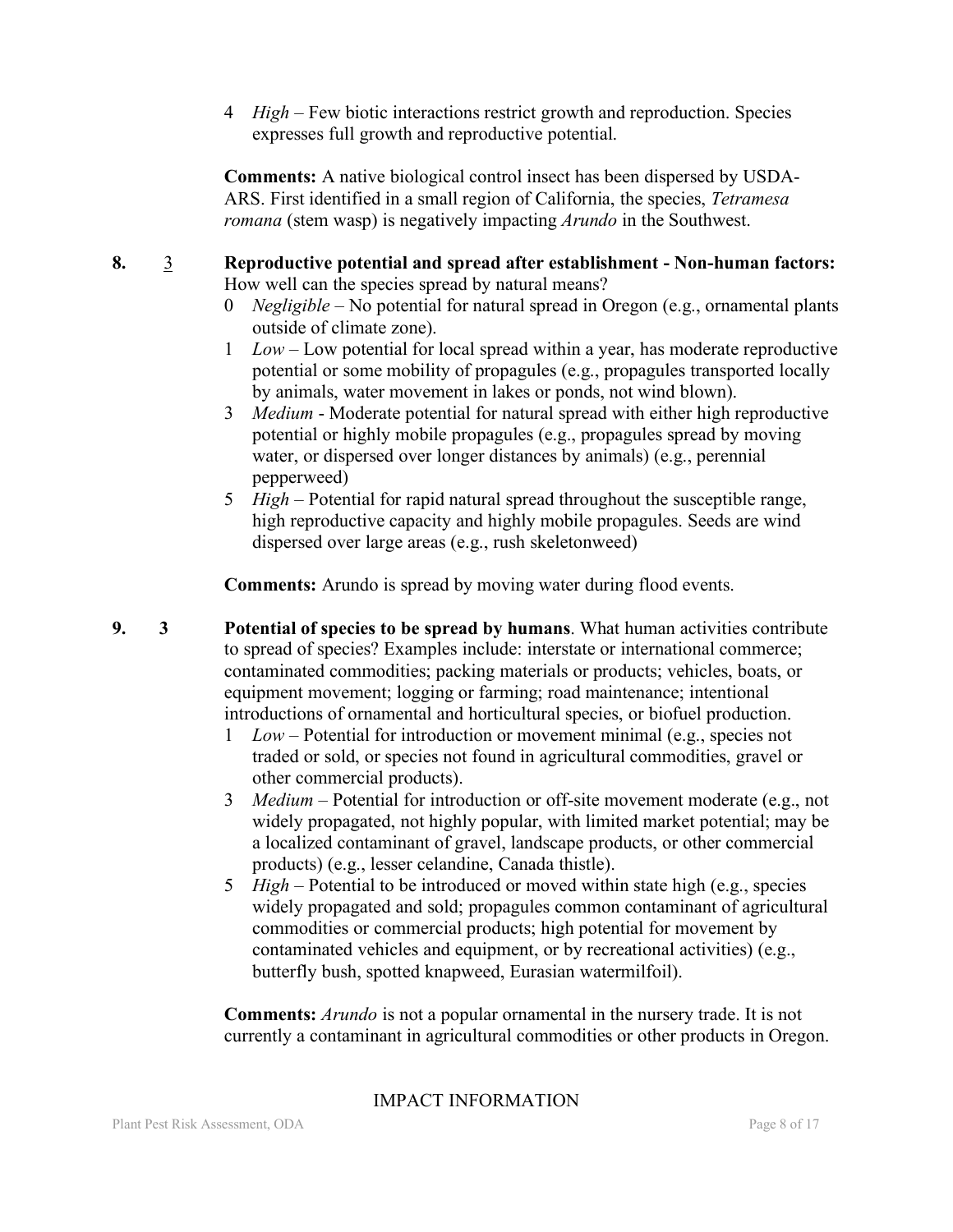4 *High* – Few biotic interactions restrict growth and reproduction. Species expresses full growth and reproductive potential.

**Comments:** A native biological control insect has been dispersed by USDA-ARS. First identified in a small region of California, the species, *Tetramesa romana* (stem wasp) is negatively impacting *Arundo* in the Southwest.

**8.** 3 **Reproductive potential and spread after establishment - Non-human factors:** How well can the species spread by natural means?

0 *Negligible* – No potential for natural spread in Oregon (e.g., ornamental plants outside of climate zone).

1 *Low* – Low potential for local spread within a year, has moderate reproductive potential or some mobility of propagules (e.g., propagules transported locally by animals, water movement in lakes or ponds, not wind blown).

3 *Medium* - Moderate potential for natural spread with either high reproductive potential or highly mobile propagules (e.g., propagules spread by moving water, or dispersed over longer distances by animals) (e.g., perennial pepperweed)

5 *High* – Potential for rapid natural spread throughout the susceptible range, high reproductive capacity and highly mobile propagules. Seeds are wind dispersed over large areas (e.g., rush skeletonweed)

**Comments:** Arundo is spread by moving water during flood events.

**9. 3 Potential of species to be spread by humans**. What human activities contribute to spread of species? Examples include: interstate or international commerce; contaminated commodities; packing materials or products; vehicles, boats, or equipment movement; logging or farming; road maintenance; intentional introductions of ornamental and horticultural species, or biofuel production.

1 *Low* – Potential for introduction or movement minimal (e.g., species not traded or sold, or species not found in agricultural commodities, gravel or other commercial products).

3 *Medium* – Potential for introduction or off-site movement moderate (e.g., not widely propagated, not highly popular, with limited market potential; may be a localized contaminant of gravel, landscape products, or other commercial products) (e.g., lesser celandine, Canada thistle).

5 *High* – Potential to be introduced or moved within state high (e.g., species widely propagated and sold; propagules common contaminant of agricultural commodities or commercial products; high potential for movement by contaminated vehicles and equipment, or by recreational activities) (e.g., butterfly bush, spotted knapweed, Eurasian watermilfoil).

**Comments:** *Arundo* is not a popular ornamental in the nursery trade. It is not currently a contaminant in agricultural commodities or other products in Oregon.

## IMPACT INFORMATION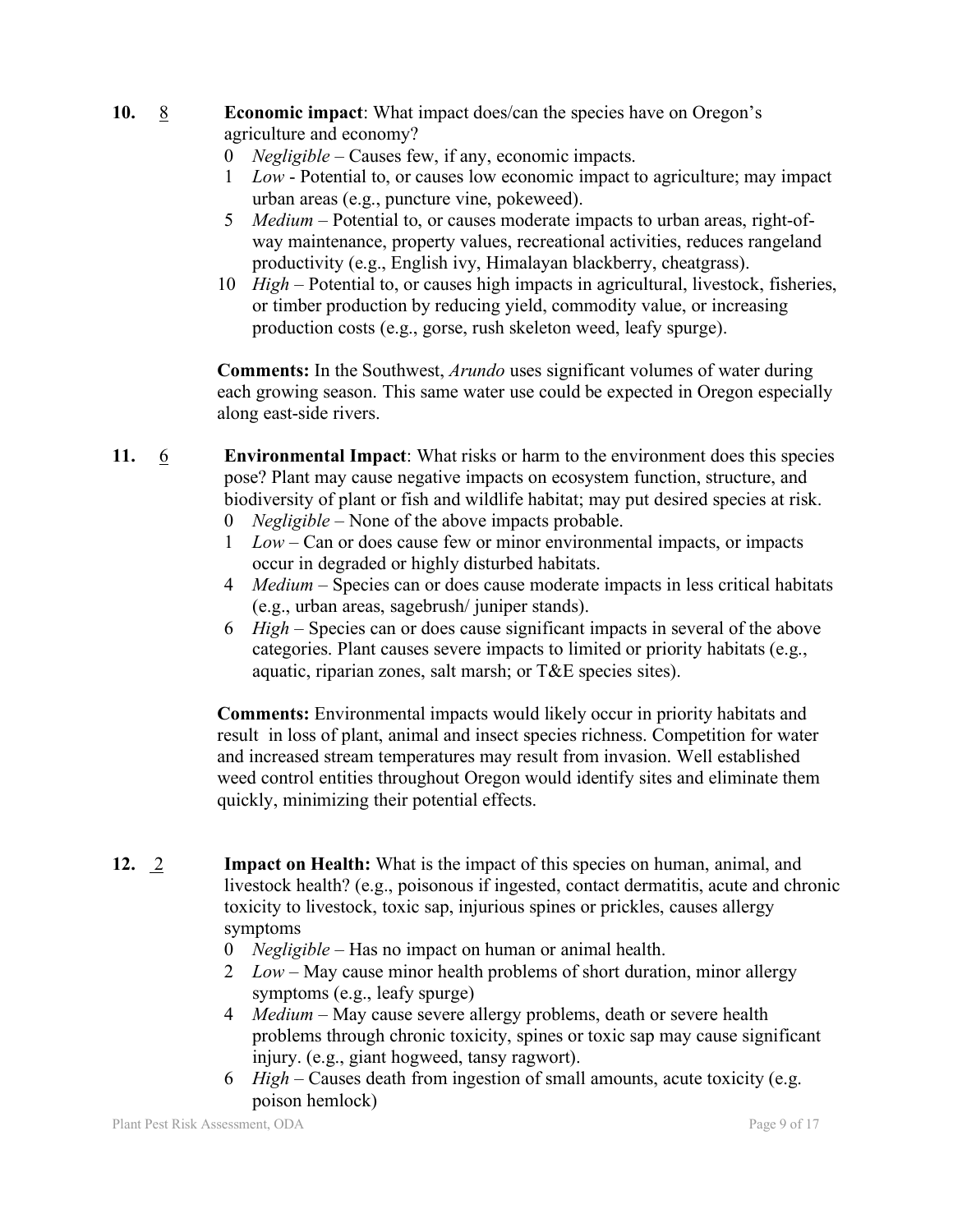**10.** 8 **Economic impact**: What impact does/can the species have on Oregon's agriculture and economy?

- 0 *Negligible* – Causes few, if any, economic impacts.
- 1 *Low* - Potential to, or causes low economic impact to agriculture; may impact urban areas (e.g., puncture vine, pokeweed).
- 5 *Medium* – Potential to, or causes moderate impacts to urban areas, right-of-way maintenance, property values, recreational activities, reduces rangeland productivity (e.g., English ivy, Himalayan blackberry, cheatgrass).
- 10 *High* – Potential to, or causes high impacts in agricultural, livestock, fisheries, or timber production by reducing yield, commodity value, or increasing production costs (e.g., gorse, rush skeleton weed, leafy spurge).

**Comments:** In the Southwest, *Arundo* uses significant volumes of water during each growing season. This same water use could be expected in Oregon especially along east-side rivers.

**11.** 6 **Environmental Impact**: What risks or harm to the environment does this species pose? Plant may cause negative impacts on ecosystem function, structure, and biodiversity of plant or fish and wildlife habitat; may put desired species at risk.

- 0 *Negligible* – None of the above impacts probable.
- 1 *Low* – Can or does cause few or minor environmental impacts, or impacts occur in degraded or highly disturbed habitats.
- 4 *Medium* – Species can or does cause moderate impacts in less critical habitats (e.g., urban areas, sagebrush/ juniper stands).
- 6 *High* – Species can or does cause significant impacts in several of the above categories. Plant causes severe impacts to limited or priority habitats (e.g., aquatic, riparian zones, salt marsh; or T&E species sites).

**Comments:** Environmental impacts would likely occur in priority habitats and result in loss of plant, animal and insect species richness. Competition for water and increased stream temperatures may result from invasion. Well established weed control entities throughout Oregon would identify sites and eliminate them quickly, minimizing their potential effects.

**12.** 2 **Impact on Health:** What is the impact of this species on human, animal, and livestock health? (e.g., poisonous if ingested, contact dermatitis, acute and chronic toxicity to livestock, toxic sap, injurious spines or prickles, causes allergy symptoms

- 0 *Negligible* – Has no impact on human or animal health.
- 2 *Low* – May cause minor health problems of short duration, minor allergy symptoms (e.g., leafy spurge)
- 4 *Medium* – May cause severe allergy problems, death or severe health problems through chronic toxicity, spines or toxic sap may cause significant injury. (e.g., giant hogweed, tansy ragwort).
- 6 *High* – Causes death from ingestion of small amounts, acute toxicity (e.g. poison hemlock)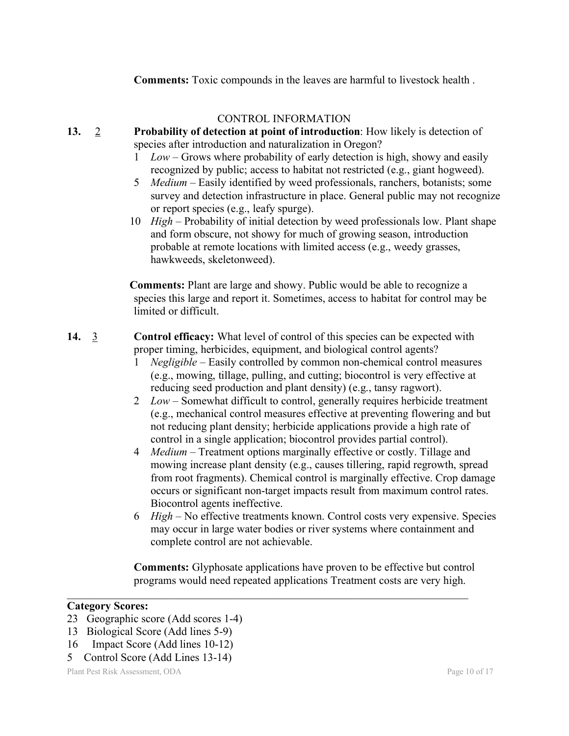**Comments:** Toxic compounds in the leaves are harmful to livestock health .

## CONTROL INFORMATION

**13.** 2 **Probability of detection at point of introduction**: How likely is detection of species after introduction and naturalization in Oregon?

- 1 *Low* – Grows where probability of early detection is high, showy and easily recognized by public; access to habitat not restricted (e.g., giant hogweed).
- 5 *Medium* – Easily identified by weed professionals, ranchers, botanists; some survey and detection infrastructure in place. General public may not recognize or report species (e.g., leafy spurge).
- 10 *High* – Probability of initial detection by weed professionals low. Plant shape and form obscure, not showy for much of growing season, introduction probable at remote locations with limited access (e.g., weedy grasses, hawkweeds, skeletonweed).

**Comments:** Plant are large and showy. Public would be able to recognize a species this large and report it. Sometimes, access to habitat for control may be limited or difficult.

**14.** 3 **Control efficacy:** What level of control of this species can be expected with proper timing, herbicides, equipment, and biological control agents?

- 1 *Negligible* – Easily controlled by common non-chemical control measures (e.g., mowing, tillage, pulling, and cutting; biocontrol is very effective at reducing seed production and plant density) (e.g., tansy ragwort).
- 2 *Low* – Somewhat difficult to control, generally requires herbicide treatment (e.g., mechanical control measures effective at preventing flowering and but not reducing plant density; herbicide applications provide a high rate of control in a single application; biocontrol provides partial control).
- 4 *Medium* – Treatment options marginally effective or costly. Tillage and mowing increase plant density (e.g., causes tillering, rapid regrowth, spread from root fragments). Chemical control is marginally effective. Crop damage occurs or significant non-target impacts result from maximum control rates. Biocontrol agents ineffective.
- 6 *High* – No effective treatments known. Control costs very expensive. Species may occur in large water bodies or river systems where containment and complete control are not achievable.

**Comments:** Glyphosate applications have proven to be effective but control programs would need repeated applications Treatment costs are very high.

---

**Category Scores:**

23 Geographic score (Add scores 1-4)
13 Biological Score (Add lines 5-9)
16 Impact Score (Add lines 10-12)
5 Control Score (Add Lines 13-14)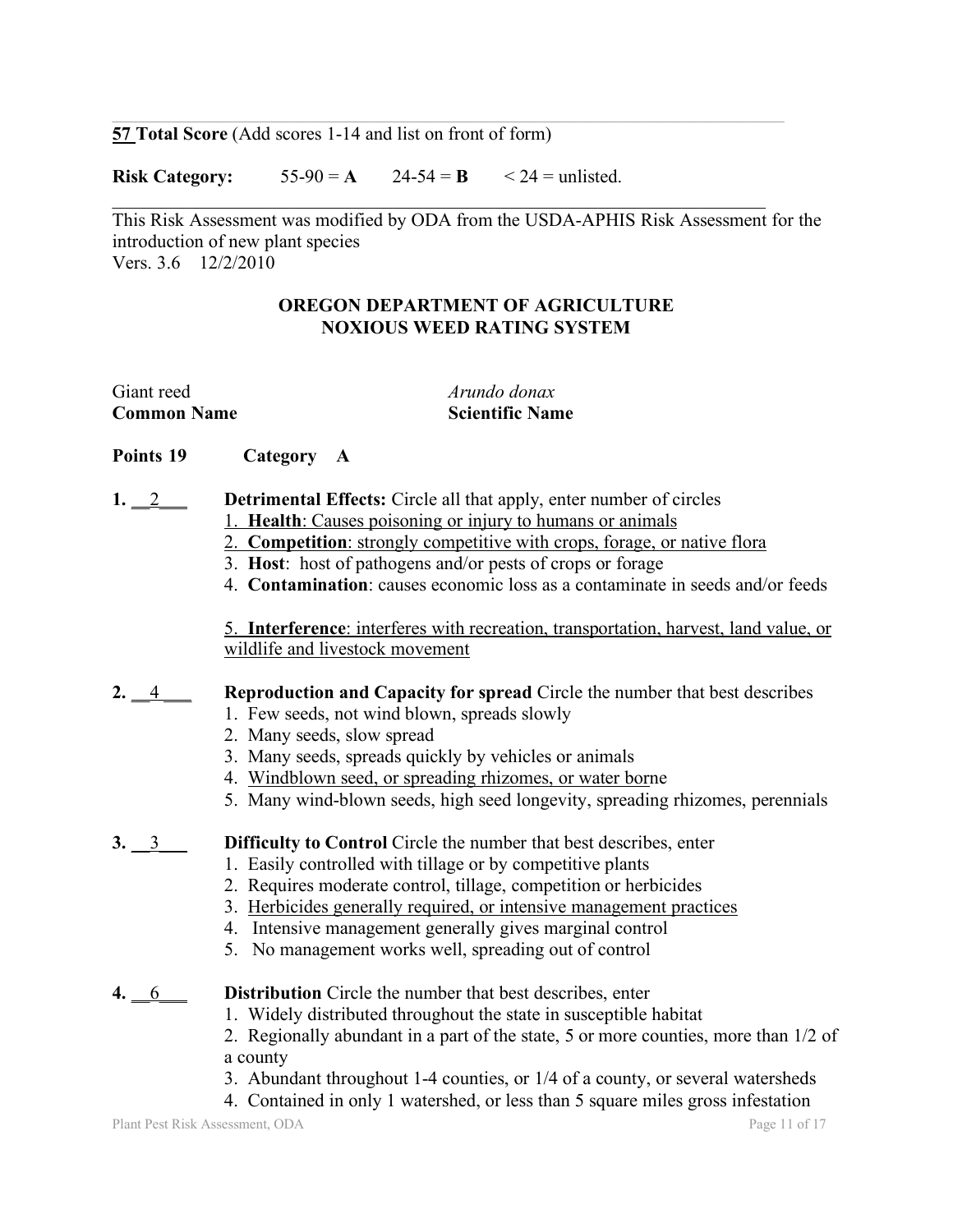**57 Total Score** (Add scores 1-14 and list on front of form)

**Risk Category:** 55-90 = **A** 24-54 = **B** < 24 = unlisted.

This Risk Assessment was modified by ODA from the USDA-APHIS Risk Assessment for the introduction of new plant species
Vers. 3.6 12/2/2010

## OREGON DEPARTMENT OF AGRICULTURE
## NOXIOUS WEED RATING SYSTEM

Giant reed — *Arundo donax*
**Common Name** — **Scientific Name**

**Points 19** **Category A**

**1.** __2___ **Detrimental Effects:** Circle all that apply, enter number of circles

1. **Health**: Causes poisoning or injury to humans or animals
2. **Competition**: strongly competitive with crops, forage, or native flora
3. **Host**: host of pathogens and/or pests of crops or forage
4. **Contamination**: causes economic loss as a contaminate in seeds and/or feeds
5. **Interference**: interferes with recreation, transportation, harvest, land value, or wildlife and livestock movement

**2.** __4___ **Reproduction and Capacity for spread** Circle the number that best describes

1. Few seeds, not wind blown, spreads slowly
2. Many seeds, slow spread
3. Many seeds, spreads quickly by vehicles or animals
4. Windblown seed, or spreading rhizomes, or water borne
5. Many wind-blown seeds, high seed longevity, spreading rhizomes, perennials

**3.** __3___ **Difficulty to Control** Circle the number that best describes, enter

1. Easily controlled with tillage or by competitive plants
2. Requires moderate control, tillage, competition or herbicides
3. Herbicides generally required, or intensive management practices
4. Intensive management generally gives marginal control
5. No management works well, spreading out of control

**4.** __6___ **Distribution** Circle the number that best describes, enter

1. Widely distributed throughout the state in susceptible habitat
2. Regionally abundant in a part of the state, 5 or more counties, more than 1/2 of a county
3. Abundant throughout 1-4 counties, or 1/4 of a county, or several watersheds
4. Contained in only 1 watershed, or less than 5 square miles gross infestation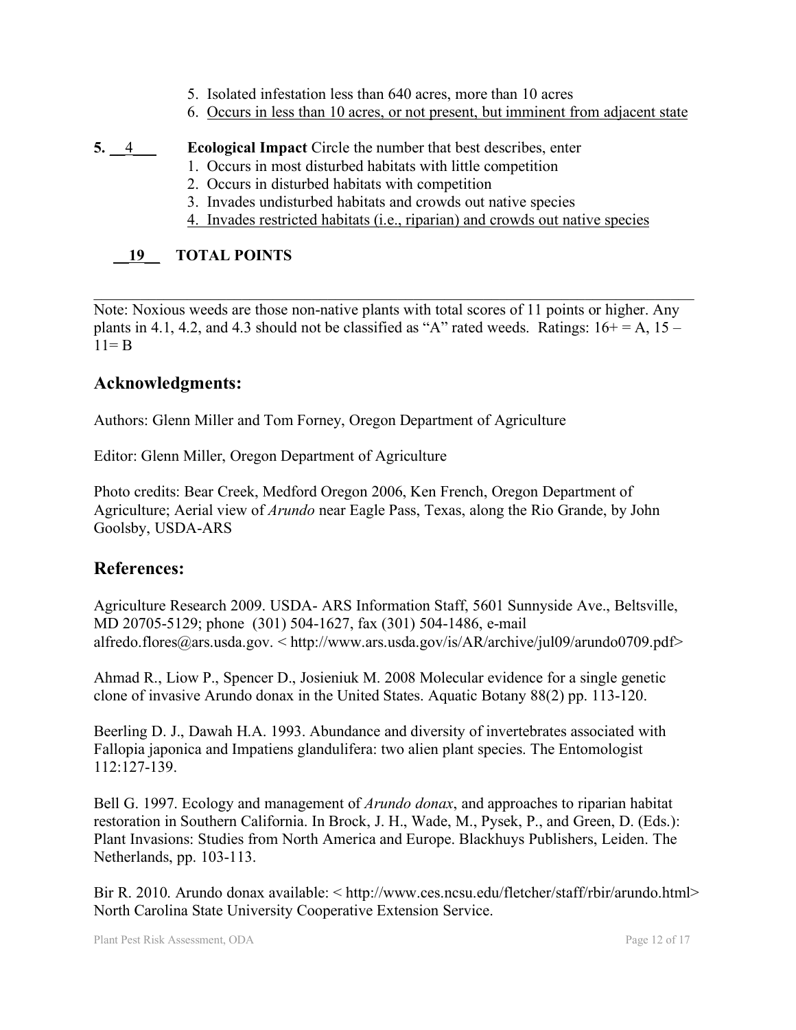5. Isolated infestation less than 640 acres, more than 10 acres
6. <u>Occurs in less than 10 acres, or not present, but imminent from adjacent state</u>

**5.** __4__ **Ecological Impact** Circle the number that best describes, enter

1. Occurs in most disturbed habitats with little competition
2. Occurs in disturbed habitats with competition
3. Invades undisturbed habitats and crowds out native species
4. <u>Invades restricted habitats (i.e., riparian) and crowds out native species</u>

__**19**__ **TOTAL POINTS**

---

Note: Noxious weeds are those non-native plants with total scores of 11 points or higher. Any plants in 4.1, 4.2, and 4.3 should not be classified as "A" rated weeds. Ratings: 16+ = A, 15 – 11= B

## Acknowledgments:

Authors: Glenn Miller and Tom Forney, Oregon Department of Agriculture

Editor: Glenn Miller, Oregon Department of Agriculture

Photo credits: Bear Creek, Medford Oregon 2006, Ken French, Oregon Department of Agriculture; Aerial view of *Arundo* near Eagle Pass, Texas, along the Rio Grande, by John Goolsby, USDA-ARS

## References:

Agriculture Research 2009. USDA- ARS Information Staff, 5601 Sunnyside Ave., Beltsville, MD 20705-5129; phone (301) 504-1627, fax (301) 504-1486, e-mail alfredo.flores@ars.usda.gov. < http://www.ars.usda.gov/is/AR/archive/jul09/arundo0709.pdf>

Ahmad R., Liow P., Spencer D., Josieniuk M. 2008 Molecular evidence for a single genetic clone of invasive Arundo donax in the United States. Aquatic Botany 88(2) pp. 113-120.

Beerling D. J., Dawah H.A. 1993. Abundance and diversity of invertebrates associated with Fallopia japonica and Impatiens glandulifera: two alien plant species. The Entomologist 112:127-139.

Bell G. 1997. Ecology and management of *Arundo donax*, and approaches to riparian habitat restoration in Southern California. In Brock, J. H., Wade, M., Pysek, P., and Green, D. (Eds.): Plant Invasions: Studies from North America and Europe. Blackhuys Publishers, Leiden. The Netherlands, pp. 103-113.

Bir R. 2010. Arundo donax available: < http://www.ces.ncsu.edu/fletcher/staff/rbir/arundo.html> North Carolina State University Cooperative Extension Service.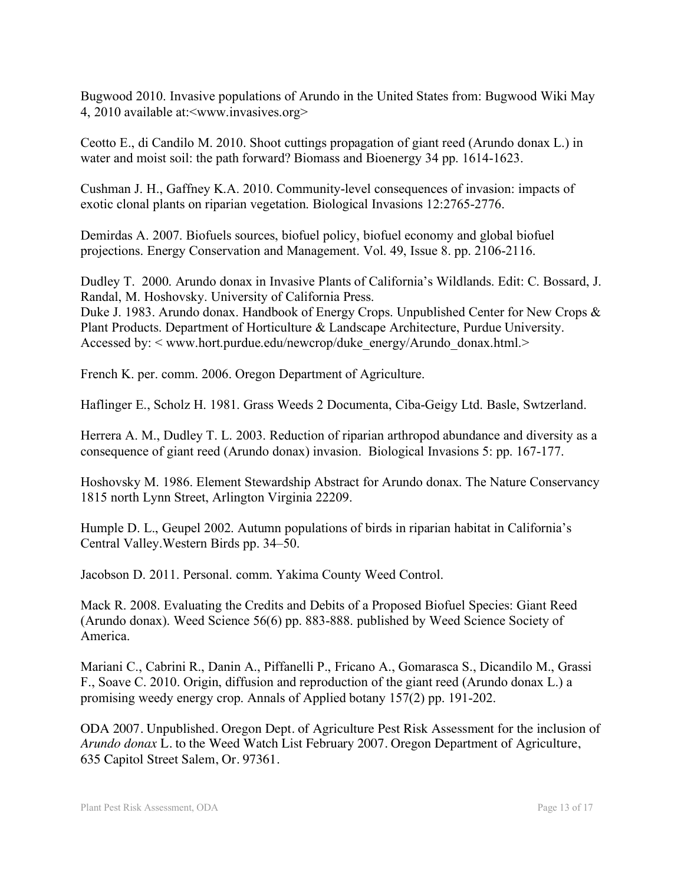Bugwood 2010. Invasive populations of Arundo in the United States from: Bugwood Wiki May 4, 2010 available at:<www.invasives.org>

Ceotto E., di Candilo M. 2010. Shoot cuttings propagation of giant reed (Arundo donax L.) in water and moist soil: the path forward? Biomass and Bioenergy 34 pp. 1614-1623.

Cushman J. H., Gaffney K.A. 2010. Community-level consequences of invasion: impacts of exotic clonal plants on riparian vegetation. Biological Invasions 12:2765-2776.

Demirdas A. 2007. Biofuels sources, biofuel policy, biofuel economy and global biofuel projections. Energy Conservation and Management. Vol. 49, Issue 8. pp. 2106-2116.

Dudley T. 2000. Arundo donax in Invasive Plants of California's Wildlands. Edit: C. Bossard, J. Randal, M. Hoshovsky. University of California Press.

Duke J. 1983. Arundo donax. Handbook of Energy Crops. Unpublished Center for New Crops & Plant Products. Department of Horticulture & Landscape Architecture, Purdue University. Accessed by: < www.hort.purdue.edu/newcrop/duke_energy/Arundo_donax.html.>

French K. per. comm. 2006. Oregon Department of Agriculture.

Haflinger E., Scholz H. 1981. Grass Weeds 2 Documenta, Ciba-Geigy Ltd. Basle, Swtzerland.

Herrera A. M., Dudley T. L. 2003. Reduction of riparian arthropod abundance and diversity as a consequence of giant reed (Arundo donax) invasion. Biological Invasions 5: pp. 167-177.

Hoshovsky M. 1986. Element Stewardship Abstract for Arundo donax. The Nature Conservancy 1815 north Lynn Street, Arlington Virginia 22209.

Humple D. L., Geupel 2002. Autumn populations of birds in riparian habitat in California's Central Valley.Western Birds pp. 34–50.

Jacobson D. 2011. Personal. comm. Yakima County Weed Control.

Mack R. 2008. Evaluating the Credits and Debits of a Proposed Biofuel Species: Giant Reed (Arundo donax). Weed Science 56(6) pp. 883-888. published by Weed Science Society of America.

Mariani C., Cabrini R., Danin A., Piffanelli P., Fricano A., Gomarasca S., Dicandilo M., Grassi F., Soave C. 2010. Origin, diffusion and reproduction of the giant reed (Arundo donax L.) a promising weedy energy crop. Annals of Applied botany 157(2) pp. 191-202.

ODA 2007. Unpublished. Oregon Dept. of Agriculture Pest Risk Assessment for the inclusion of *Arundo donax* L. to the Weed Watch List February 2007. Oregon Department of Agriculture, 635 Capitol Street Salem, Or. 97361.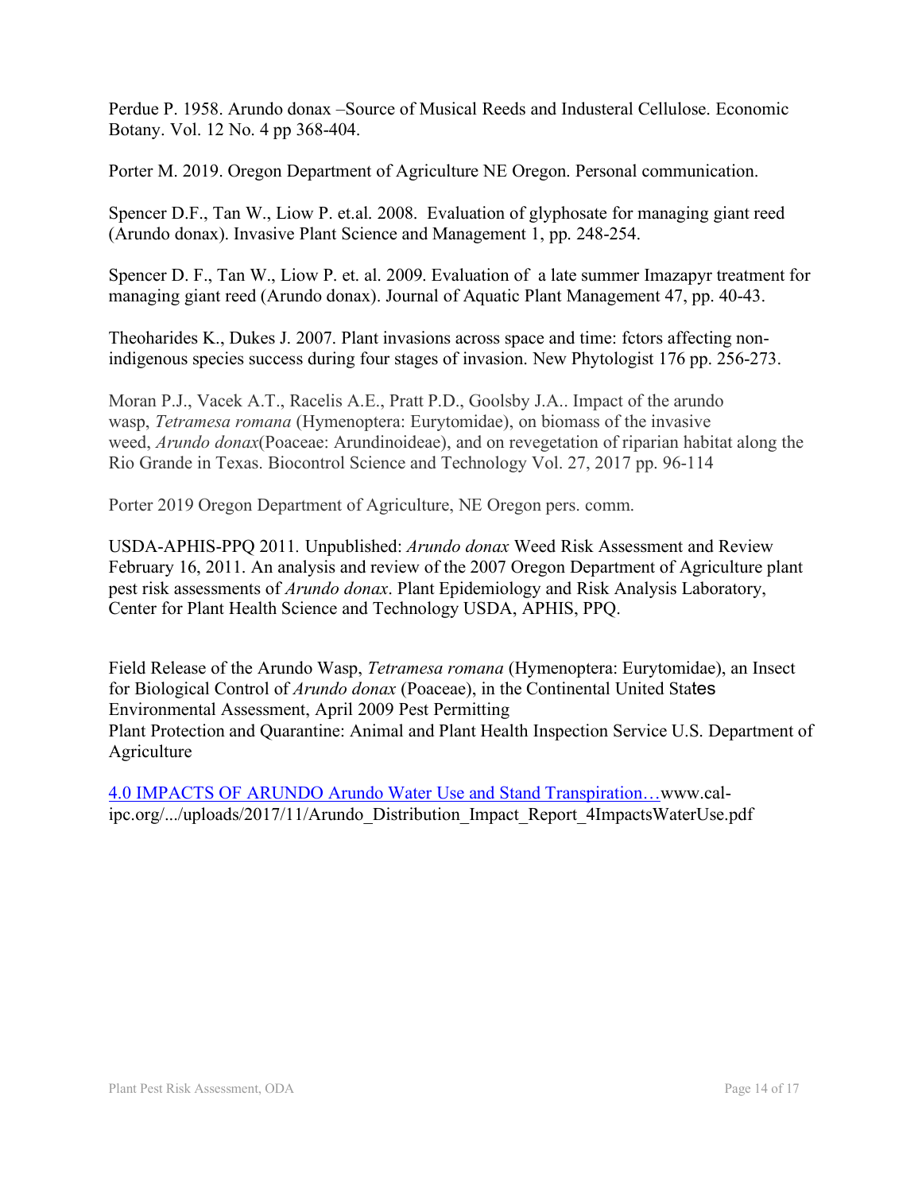Perdue P. 1958. Arundo donax –Source of Musical Reeds and Industeral Cellulose. Economic Botany. Vol. 12 No. 4 pp 368-404.

Porter M. 2019. Oregon Department of Agriculture NE Oregon. Personal communication.

Spencer D.F., Tan W., Liow P. et.al. 2008. Evaluation of glyphosate for managing giant reed (Arundo donax). Invasive Plant Science and Management 1, pp. 248-254.

Spencer D. F., Tan W., Liow P. et. al. 2009. Evaluation of a late summer Imazapyr treatment for managing giant reed (Arundo donax). Journal of Aquatic Plant Management 47, pp. 40-43.

Theoharides K., Dukes J. 2007. Plant invasions across space and time: fctors affecting non-indigenous species success during four stages of invasion. New Phytologist 176 pp. 256-273.

Moran P.J., Vacek A.T., Racelis A.E., Pratt P.D., Goolsby J.A.. Impact of the arundo wasp, *Tetramesa romana* (Hymenoptera: Eurytomidae), on biomass of the invasive weed, *Arundo donax*(Poaceae: Arundinoideae), and on revegetation of riparian habitat along the Rio Grande in Texas. Biocontrol Science and Technology Vol. 27, 2017 pp. 96-114

Porter 2019 Oregon Department of Agriculture, NE Oregon pers. comm.

USDA-APHIS-PPQ 2011. Unpublished: *Arundo donax* Weed Risk Assessment and Review February 16, 2011. An analysis and review of the 2007 Oregon Department of Agriculture plant pest risk assessments of *Arundo donax*. Plant Epidemiology and Risk Analysis Laboratory, Center for Plant Health Science and Technology USDA, APHIS, PPQ.

Field Release of the Arundo Wasp, *Tetramesa romana* (Hymenoptera: Eurytomidae), an Insect for Biological Control of *Arundo donax* (Poaceae), in the Continental United States Environmental Assessment, April 2009 Pest Permitting
Plant Protection and Quarantine: Animal and Plant Health Inspection Service U.S. Department of Agriculture

4.0 IMPACTS OF ARUNDO Arundo Water Use and Stand Transpiration…www.cal-ipc.org/.../uploads/2017/11/Arundo_Distribution_Impact_Report_4ImpactsWaterUse.pdf